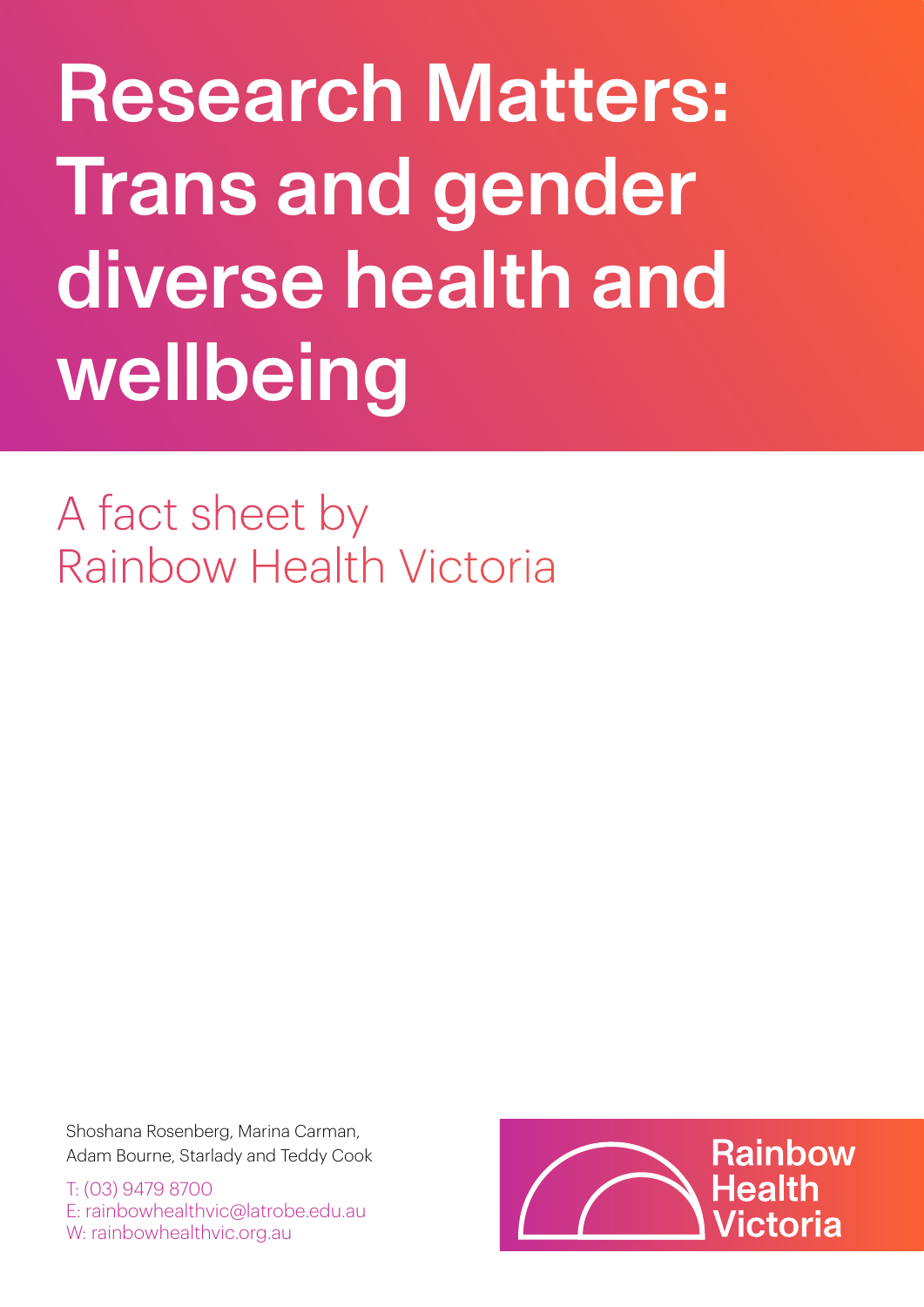# Research Matters: Trans and gender diverse health and wellbeing

## A fact sheet by Rainbow Health Victoria

Shoshana Rosenberg, Marina Carman, Adam Bourne, Starlady and Teddy Cook

T: (03) 9479 8700
E: rainbowhealthvic@latrobe.edu.au
W: rainbowhealthvic.org.au

Rainbow Health Victoria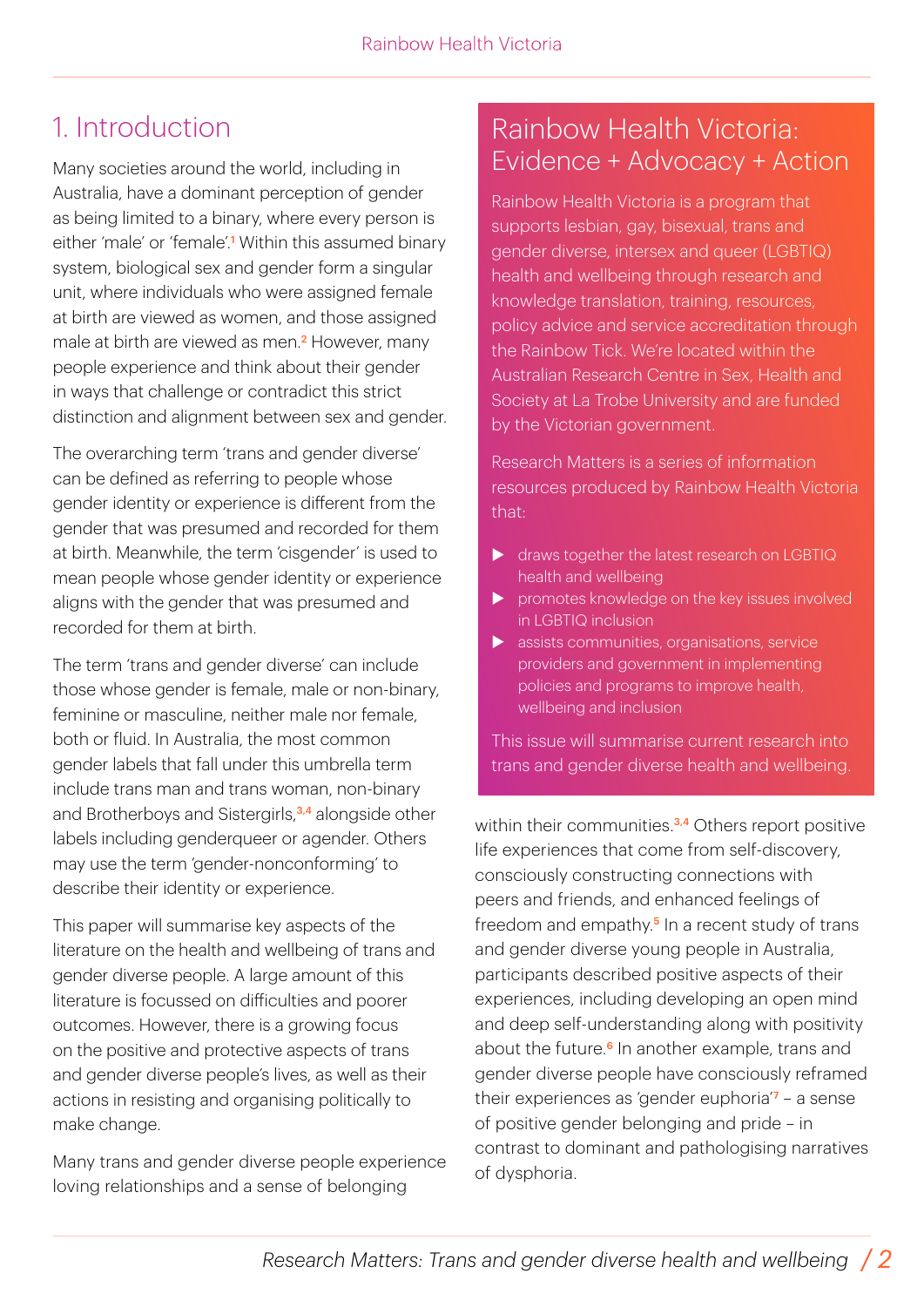# 1. Introduction

Many societies around the world, including in Australia, have a dominant perception of gender as being limited to a binary, where every person is either 'male' or 'female'.[1] Within this assumed binary system, biological sex and gender form a singular unit, where individuals who were assigned female at birth are viewed as women, and those assigned male at birth are viewed as men.[2] However, many people experience and think about their gender in ways that challenge or contradict this strict distinction and alignment between sex and gender.

The overarching term 'trans and gender diverse' can be defined as referring to people whose gender identity or experience is different from the gender that was presumed and recorded for them at birth. Meanwhile, the term 'cisgender' is used to mean people whose gender identity or experience aligns with the gender that was presumed and recorded for them at birth.

The term 'trans and gender diverse' can include those whose gender is female, male or non-binary, feminine or masculine, neither male nor female, both or fluid. In Australia, the most common gender labels that fall under this umbrella term include trans man and trans woman, non-binary and Brotherboys and Sistergirls,[3,4] alongside other labels including genderqueer or agender. Others may use the term 'gender-nonconforming' to describe their identity or experience.

This paper will summarise key aspects of the literature on the health and wellbeing of trans and gender diverse people. A large amount of this literature is focussed on difficulties and poorer outcomes. However, there is a growing focus on the positive and protective aspects of trans and gender diverse people's lives, as well as their actions in resisting and organising politically to make change.

Many trans and gender diverse people experience loving relationships and a sense of belonging within their communities.[3,4] Others report positive life experiences that come from self-discovery, consciously constructing connections with peers and friends, and enhanced feelings of freedom and empathy.[5] In a recent study of trans and gender diverse young people in Australia, participants described positive aspects of their experiences, including developing an open mind and deep self-understanding along with positivity about the future.[6] In another example, trans and gender diverse people have consciously reframed their experiences as 'gender euphoria'[7] – a sense of positive gender belonging and pride – in contrast to dominant and pathologising narratives of dysphoria.

## Rainbow Health Victoria: Evidence + Advocacy + Action

Rainbow Health Victoria is a program that supports lesbian, gay, bisexual, trans and gender diverse, intersex and queer (LGBTIQ) health and wellbeing through research and knowledge translation, training, resources, policy advice and service accreditation through the Rainbow Tick. We're located within the Australian Research Centre in Sex, Health and Society at La Trobe University and are funded by the Victorian government.

Research Matters is a series of information resources produced by Rainbow Health Victoria that:

- draws together the latest research on LGBTIQ health and wellbeing
- promotes knowledge on the key issues involved in LGBTIQ inclusion
- assists communities, organisations, service providers and government in implementing policies and programs to improve health, wellbeing and inclusion

This issue will summarise current research into trans and gender diverse health and wellbeing.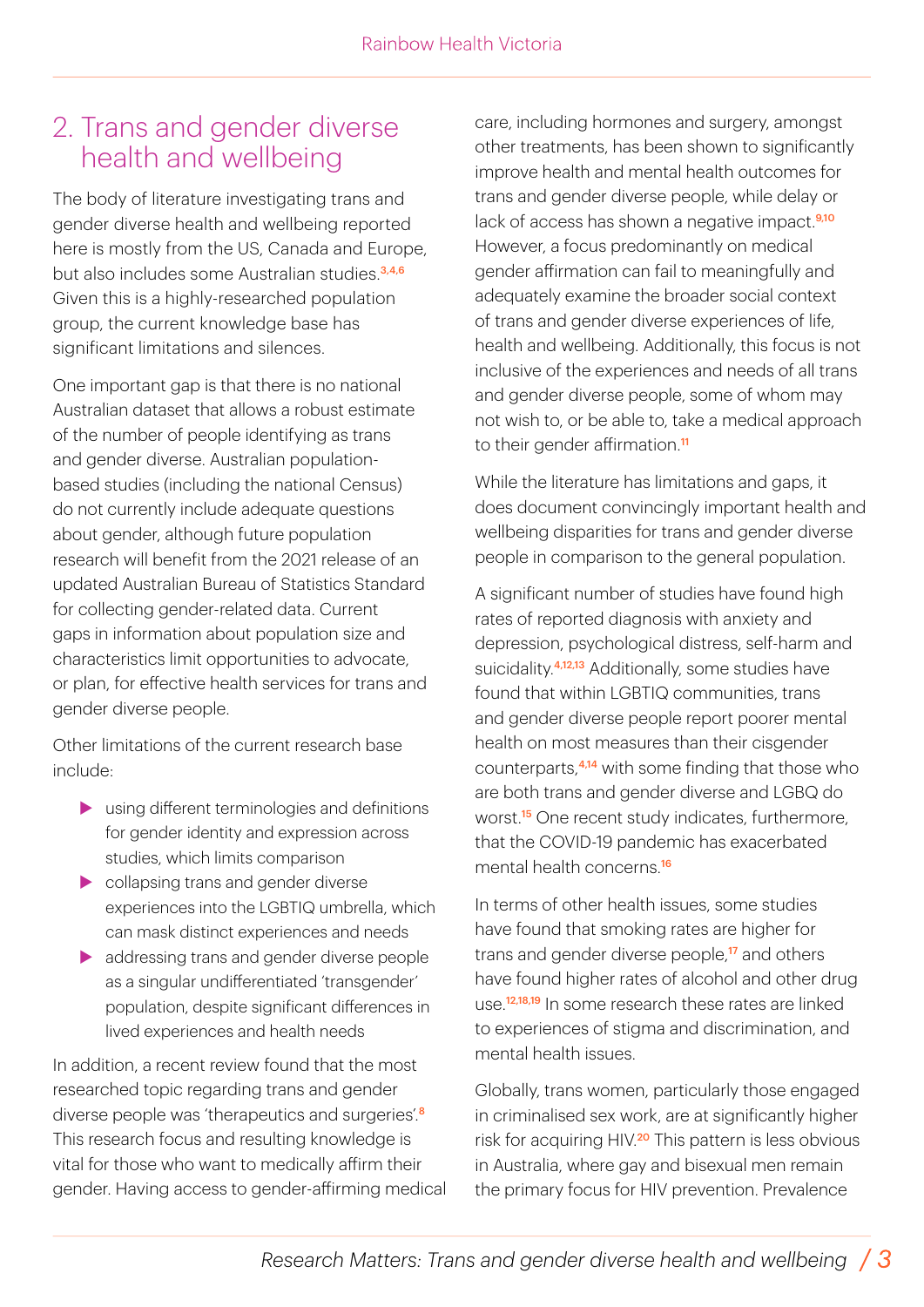## 2. Trans and gender diverse health and wellbeing

The body of literature investigating trans and gender diverse health and wellbeing reported here is mostly from the US, Canada and Europe, but also includes some Australian studies.[3,4,6] Given this is a highly-researched population group, the current knowledge base has significant limitations and silences.

One important gap is that there is no national Australian dataset that allows a robust estimate of the number of people identifying as trans and gender diverse. Australian population-based studies (including the national Census) do not currently include adequate questions about gender, although future population research will benefit from the 2021 release of an updated Australian Bureau of Statistics Standard for collecting gender-related data. Current gaps in information about population size and characteristics limit opportunities to advocate, or plan, for effective health services for trans and gender diverse people.

Other limitations of the current research base include:

- using different terminologies and definitions for gender identity and expression across studies, which limits comparison
- collapsing trans and gender diverse experiences into the LGBTIQ umbrella, which can mask distinct experiences and needs
- addressing trans and gender diverse people as a singular undifferentiated 'transgender' population, despite significant differences in lived experiences and health needs

In addition, a recent review found that the most researched topic regarding trans and gender diverse people was 'therapeutics and surgeries'.[8] This research focus and resulting knowledge is vital for those who want to medically affirm their gender. Having access to gender-affirming medical care, including hormones and surgery, amongst other treatments, has been shown to significantly improve health and mental health outcomes for trans and gender diverse people, while delay or lack of access has shown a negative impact.[9,10] However, a focus predominantly on medical gender affirmation can fail to meaningfully and adequately examine the broader social context of trans and gender diverse experiences of life, health and wellbeing. Additionally, this focus is not inclusive of the experiences and needs of all trans and gender diverse people, some of whom may not wish to, or be able to, take a medical approach to their gender affirmation.[11]

While the literature has limitations and gaps, it does document convincingly important health and wellbeing disparities for trans and gender diverse people in comparison to the general population.

A significant number of studies have found high rates of reported diagnosis with anxiety and depression, psychological distress, self-harm and suicidality.[4,12,13] Additionally, some studies have found that within LGBTIQ communities, trans and gender diverse people report poorer mental health on most measures than their cisgender counterparts,[4,14] with some finding that those who are both trans and gender diverse and LGBQ do worst.[15] One recent study indicates, furthermore, that the COVID-19 pandemic has exacerbated mental health concerns.[16]

In terms of other health issues, some studies have found that smoking rates are higher for trans and gender diverse people,[17] and others have found higher rates of alcohol and other drug use.[12,18,19] In some research these rates are linked to experiences of stigma and discrimination, and mental health issues.

Globally, trans women, particularly those engaged in criminalised sex work, are at significantly higher risk for acquiring HIV.[20] This pattern is less obvious in Australia, where gay and bisexual men remain the primary focus for HIV prevention. Prevalence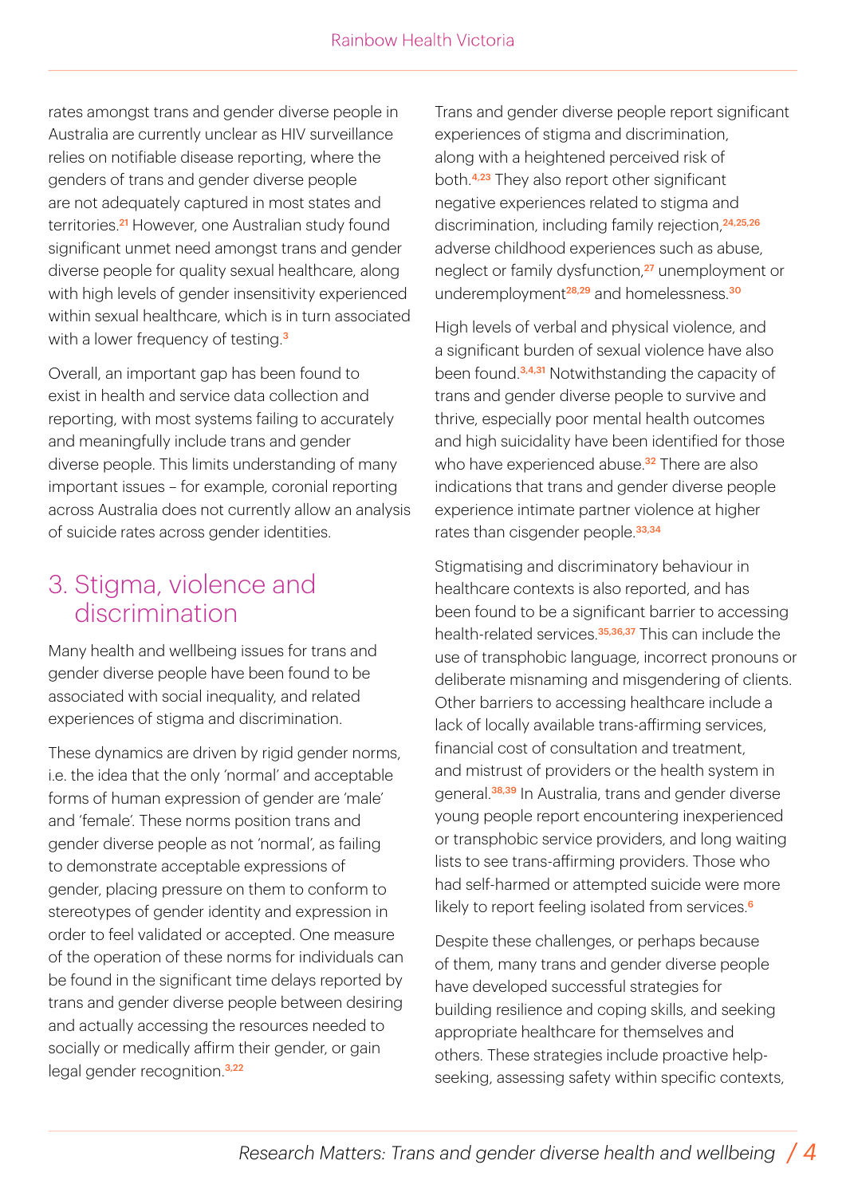rates amongst trans and gender diverse people in Australia are currently unclear as HIV surveillance relies on notifiable disease reporting, where the genders of trans and gender diverse people are not adequately captured in most states and territories.[21] However, one Australian study found significant unmet need amongst trans and gender diverse people for quality sexual healthcare, along with high levels of gender insensitivity experienced within sexual healthcare, which is in turn associated with a lower frequency of testing.[3]

Overall, an important gap has been found to exist in health and service data collection and reporting, with most systems failing to accurately and meaningfully include trans and gender diverse people. This limits understanding of many important issues – for example, coronial reporting across Australia does not currently allow an analysis of suicide rates across gender identities.

## 3. Stigma, violence and discrimination

Many health and wellbeing issues for trans and gender diverse people have been found to be associated with social inequality, and related experiences of stigma and discrimination.

These dynamics are driven by rigid gender norms, i.e. the idea that the only 'normal' and acceptable forms of human expression of gender are 'male' and 'female'. These norms position trans and gender diverse people as not 'normal', as failing to demonstrate acceptable expressions of gender, placing pressure on them to conform to stereotypes of gender identity and expression in order to feel validated or accepted. One measure of the operation of these norms for individuals can be found in the significant time delays reported by trans and gender diverse people between desiring and actually accessing the resources needed to socially or medically affirm their gender, or gain legal gender recognition.[3,22]

Trans and gender diverse people report significant experiences of stigma and discrimination, along with a heightened perceived risk of both.[4,23] They also report other significant negative experiences related to stigma and discrimination, including family rejection,[24,25,26] adverse childhood experiences such as abuse, neglect or family dysfunction,[27] unemployment or underemployment[28,29] and homelessness.[30]

High levels of verbal and physical violence, and a significant burden of sexual violence have also been found.[3,4,31] Notwithstanding the capacity of trans and gender diverse people to survive and thrive, especially poor mental health outcomes and high suicidality have been identified for those who have experienced abuse.[32] There are also indications that trans and gender diverse people experience intimate partner violence at higher rates than cisgender people.[33,34]

Stigmatising and discriminatory behaviour in healthcare contexts is also reported, and has been found to be a significant barrier to accessing health-related services.[35,36,37] This can include the use of transphobic language, incorrect pronouns or deliberate misnaming and misgendering of clients. Other barriers to accessing healthcare include a lack of locally available trans-affirming services, financial cost of consultation and treatment, and mistrust of providers or the health system in general.[38,39] In Australia, trans and gender diverse young people report encountering inexperienced or transphobic service providers, and long waiting lists to see trans-affirming providers. Those who had self-harmed or attempted suicide were more likely to report feeling isolated from services.[6]

Despite these challenges, or perhaps because of them, many trans and gender diverse people have developed successful strategies for building resilience and coping skills, and seeking appropriate healthcare for themselves and others. These strategies include proactive help-seeking, assessing safety within specific contexts,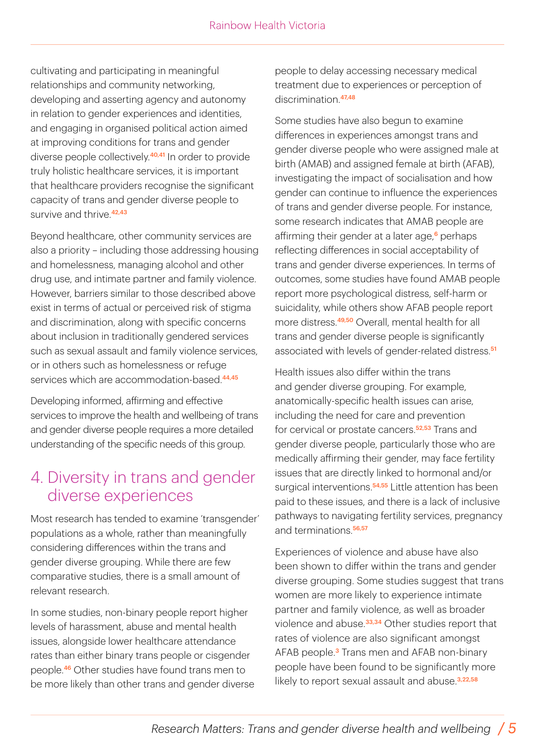cultivating and participating in meaningful relationships and community networking, developing and asserting agency and autonomy in relation to gender experiences and identities, and engaging in organised political action aimed at improving conditions for trans and gender diverse people collectively.[40,41] In order to provide truly holistic healthcare services, it is important that healthcare providers recognise the significant capacity of trans and gender diverse people to survive and thrive.[42,43]

Beyond healthcare, other community services are also a priority – including those addressing housing and homelessness, managing alcohol and other drug use, and intimate partner and family violence. However, barriers similar to those described above exist in terms of actual or perceived risk of stigma and discrimination, along with specific concerns about inclusion in traditionally gendered services such as sexual assault and family violence services, or in others such as homelessness or refuge services which are accommodation-based.[44,45]

Developing informed, affirming and effective services to improve the health and wellbeing of trans and gender diverse people requires a more detailed understanding of the specific needs of this group.

## 4. Diversity in trans and gender diverse experiences

Most research has tended to examine 'transgender' populations as a whole, rather than meaningfully considering differences within the trans and gender diverse grouping. While there are few comparative studies, there is a small amount of relevant research.

In some studies, non-binary people report higher levels of harassment, abuse and mental health issues, alongside lower healthcare attendance rates than either binary trans people or cisgender people.[46] Other studies have found trans men to be more likely than other trans and gender diverse people to delay accessing necessary medical treatment due to experiences or perception of discrimination.[47,48]

Some studies have also begun to examine differences in experiences amongst trans and gender diverse people who were assigned male at birth (AMAB) and assigned female at birth (AFAB), investigating the impact of socialisation and how gender can continue to influence the experiences of trans and gender diverse people. For instance, some research indicates that AMAB people are affirming their gender at a later age,[6] perhaps reflecting differences in social acceptability of trans and gender diverse experiences. In terms of outcomes, some studies have found AMAB people report more psychological distress, self-harm or suicidality, while others show AFAB people report more distress.[49,50] Overall, mental health for all trans and gender diverse people is significantly associated with levels of gender-related distress.[51]

Health issues also differ within the trans and gender diverse grouping. For example, anatomically-specific health issues can arise, including the need for care and prevention for cervical or prostate cancers.[52,53] Trans and gender diverse people, particularly those who are medically affirming their gender, may face fertility issues that are directly linked to hormonal and/or surgical interventions.[54,55] Little attention has been paid to these issues, and there is a lack of inclusive pathways to navigating fertility services, pregnancy and terminations.[56,57]

Experiences of violence and abuse have also been shown to differ within the trans and gender diverse grouping. Some studies suggest that trans women are more likely to experience intimate partner and family violence, as well as broader violence and abuse.[33,34] Other studies report that rates of violence are also significant amongst AFAB people.[3] Trans men and AFAB non-binary people have been found to be significantly more likely to report sexual assault and abuse.[3,22,58]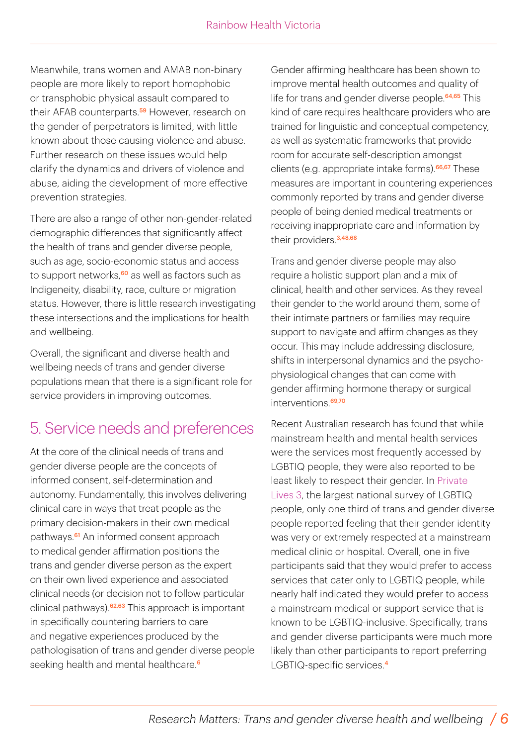Meanwhile, trans women and AMAB non-binary people are more likely to report homophobic or transphobic physical assault compared to their AFAB counterparts.[59] However, research on the gender of perpetrators is limited, with little known about those causing violence and abuse. Further research on these issues would help clarify the dynamics and drivers of violence and abuse, aiding the development of more effective prevention strategies.

There are also a range of other non-gender-related demographic differences that significantly affect the health of trans and gender diverse people, such as age, socio-economic status and access to support networks,[60] as well as factors such as Indigeneity, disability, race, culture or migration status. However, there is little research investigating these intersections and the implications for health and wellbeing.

Overall, the significant and diverse health and wellbeing needs of trans and gender diverse populations mean that there is a significant role for service providers in improving outcomes.

## 5. Service needs and preferences

At the core of the clinical needs of trans and gender diverse people are the concepts of informed consent, self-determination and autonomy. Fundamentally, this involves delivering clinical care in ways that treat people as the primary decision-makers in their own medical pathways.[61] An informed consent approach to medical gender affirmation positions the trans and gender diverse person as the expert on their own lived experience and associated clinical needs (or decision not to follow particular clinical pathways).[62,63] This approach is important in specifically countering barriers to care and negative experiences produced by the pathologisation of trans and gender diverse people seeking health and mental healthcare.[6]

Gender affirming healthcare has been shown to improve mental health outcomes and quality of life for trans and gender diverse people.[64,65] This kind of care requires healthcare providers who are trained for linguistic and conceptual competency, as well as systematic frameworks that provide room for accurate self-description amongst clients (e.g. appropriate intake forms).[66,67] These measures are important in countering experiences commonly reported by trans and gender diverse people of being denied medical treatments or receiving inappropriate care and information by their providers.[3,48,68]

Trans and gender diverse people may also require a holistic support plan and a mix of clinical, health and other services. As they reveal their gender to the world around them, some of their intimate partners or families may require support to navigate and affirm changes as they occur. This may include addressing disclosure, shifts in interpersonal dynamics and the psycho-physiological changes that can come with gender affirming hormone therapy or surgical interventions.[69,70]

Recent Australian research has found that while mainstream health and mental health services were the services most frequently accessed by LGBTIQ people, they were also reported to be least likely to respect their gender. In Private Lives 3, the largest national survey of LGBTIQ people, only one third of trans and gender diverse people reported feeling that their gender identity was very or extremely respected at a mainstream medical clinic or hospital. Overall, one in five participants said that they would prefer to access services that cater only to LGBTIQ people, while nearly half indicated they would prefer to access a mainstream medical or support service that is known to be LGBTIQ-inclusive. Specifically, trans and gender diverse participants were much more likely than other participants to report preferring LGBTIQ-specific services.[4]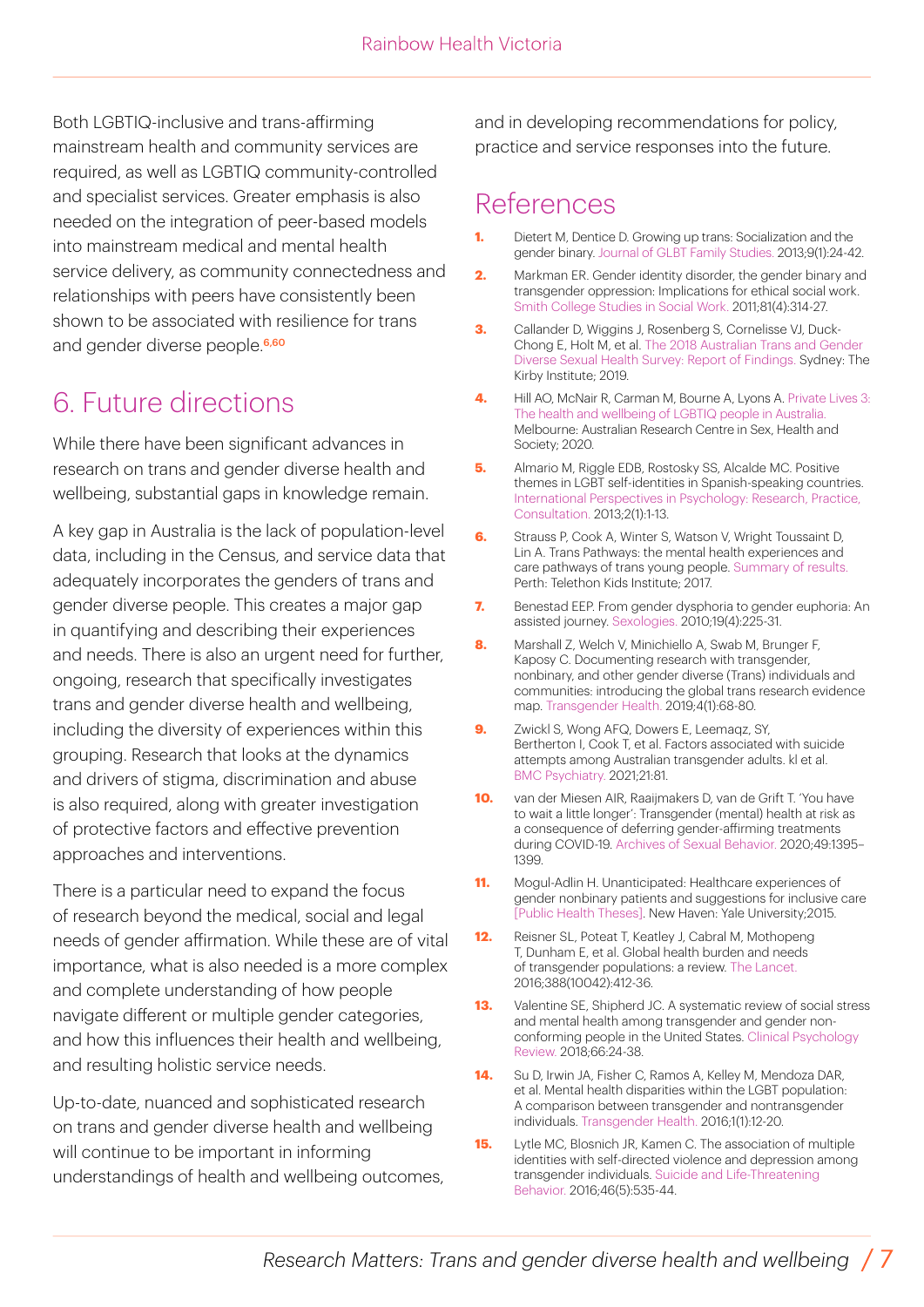Both LGBTIQ-inclusive and trans-affirming mainstream health and community services are required, as well as LGBTIQ community-controlled and specialist services. Greater emphasis is also needed on the integration of peer-based models into mainstream medical and mental health service delivery, as community connectedness and relationships with peers have consistently been shown to be associated with resilience for trans and gender diverse people.[6,60]

## 6. Future directions

While there have been significant advances in research on trans and gender diverse health and wellbeing, substantial gaps in knowledge remain.

A key gap in Australia is the lack of population-level data, including in the Census, and service data that adequately incorporates the genders of trans and gender diverse people. This creates a major gap in quantifying and describing their experiences and needs. There is also an urgent need for further, ongoing, research that specifically investigates trans and gender diverse health and wellbeing, including the diversity of experiences within this grouping. Research that looks at the dynamics and drivers of stigma, discrimination and abuse is also required, along with greater investigation of protective factors and effective prevention approaches and interventions.

There is a particular need to expand the focus of research beyond the medical, social and legal needs of gender affirmation. While these are of vital importance, what is also needed is a more complex and complete understanding of how people navigate different or multiple gender categories, and how this influences their health and wellbeing, and resulting holistic service needs.

Up-to-date, nuanced and sophisticated research on trans and gender diverse health and wellbeing will continue to be important in informing understandings of health and wellbeing outcomes, and in developing recommendations for policy, practice and service responses into the future.

## References

1. Dietert M, Dentice D. Growing up trans: Socialization and the gender binary. Journal of GLBT Family Studies. 2013;9(1):24-42.
2. Markman ER. Gender identity disorder, the gender binary and transgender oppression: Implications for ethical social work. Smith College Studies in Social Work. 2011;81(4):314-27.
3. Callander D, Wiggins J, Rosenberg S, Cornelisse VJ, Duck-Chong E, Holt M, et al. The 2018 Australian Trans and Gender Diverse Sexual Health Survey: Report of Findings. Sydney: The Kirby Institute; 2019.
4. Hill AO, McNair R, Carman M, Bourne A, Lyons A. Private Lives 3: The health and wellbeing of LGBTIQ people in Australia. Melbourne: Australian Research Centre in Sex, Health and Society; 2020.
5. Almario M, Riggle EDB, Rostosky SS, Alcalde MC. Positive themes in LGBT self-identities in Spanish-speaking countries. International Perspectives in Psychology: Research, Practice, Consultation. 2013;2(1):1-13.
6. Strauss P, Cook A, Winter S, Watson V, Wright Toussaint D, Lin A. Trans Pathways: the mental health experiences and care pathways of trans young people. Summary of results. Perth: Telethon Kids Institute; 2017.
7. Benestad EEP. From gender dysphoria to gender euphoria: An assisted journey. Sexologies. 2010;19(4):225-31.
8. Marshall Z, Welch V, Minichiello A, Swab M, Brunger F, Kaposy C. Documenting research with transgender, nonbinary, and other gender diverse (Trans) individuals and communities: introducing the global trans research evidence map. Transgender Health. 2019;4(1):68-80.
9. Zwickl S, Wong AFQ, Dowers E, Leemaqz, SY, Bertherton I, Cook T, et al. Factors associated with suicide attempts among Australian transgender adults. kl et al. BMC Psychiatry. 2021;21:81.
10. van der Miesen AIR, Raaijmakers D, van de Grift T. 'You have to wait a little longer': Transgender (mental) health at risk as a consequence of deferring gender-affirming treatments during COVID-19. Archives of Sexual Behavior. 2020;49:1395–1399.
11. Mogul-Adlin H. Unanticipated: Healthcare experiences of gender nonbinary patients and suggestions for inclusive care [Public Health Theses]. New Haven: Yale University;2015.
12. Reisner SL, Poteat T, Keatley J, Cabral M, Mothopeng T, Dunham E, et al. Global health burden and needs of transgender populations: a review. The Lancet. 2016;388(10042):412-36.
13. Valentine SE, Shipherd JC. A systematic review of social stress and mental health among transgender and gender non-conforming people in the United States. Clinical Psychology Review. 2018;66:24-38.
14. Su D, Irwin JA, Fisher C, Ramos A, Kelley M, Mendoza DAR, et al. Mental health disparities within the LGBT population: A comparison between transgender and nontransgender individuals. Transgender Health. 2016;1(1):12-20.
15. Lytle MC, Blosnich JR, Kamen C. The association of multiple identities with self-directed violence and depression among transgender individuals. Suicide and Life-Threatening Behavior. 2016;46(5):535-44.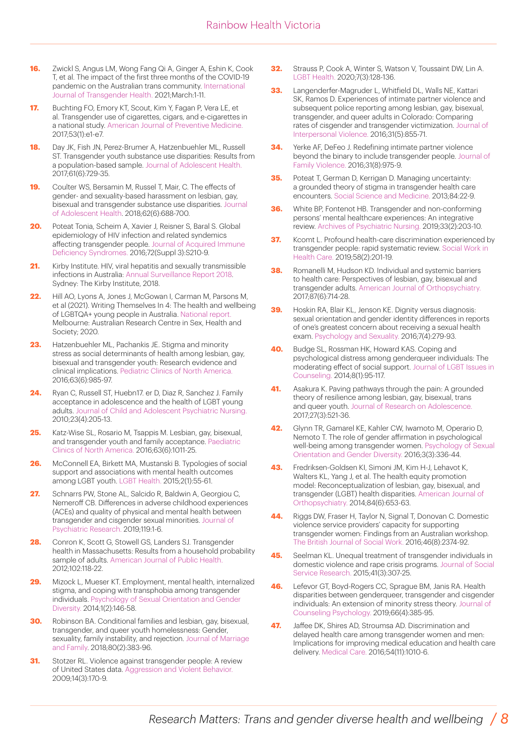16. Zwickl S, Angus LM, Wong Fang Qi A, Ginger A, Eshin K, Cook T, et al. The impact of the first three months of the COVID-19 pandemic on the Australian trans community. International Journal of Transgender Health. 2021;March:1-11.

17. Buchting FO, Emory KT, Scout, Kim Y, Fagan P, Vera LE, et al. Transgender use of cigarettes, cigars, and e-cigarettes in a national study. American Journal of Preventive Medicine. 2017;53(1):e1-e7.

18. Day JK, Fish JN, Perez-Brumer A, Hatzenbuehler ML, Russell ST. Transgender youth substance use disparities: Results from a population-based sample. Journal of Adolescent Health. 2017;61(6):729-35.

19. Coulter WS, Bersamin M, Russel T, Mair, C. The effects of gender- and sexuality-based harassment on lesbian, gay, bisexual and transgender substance use disparities. Journal of Adolescent Health. 2018;62(6):688-700.

20. Poteat Tonia, Scheim A, Xavier J, Reisner S, Baral S. Global epidemiology of HIV infection and related syndemics affecting transgender people. Journal of Acquired Immune Deficiency Syndromes. 2016;72(Suppl 3):S210-9.

21. Kirby Institute. HIV, viral hepatitis and sexually transmissible infections in Australia: Annual Surveillance Report 2018. Sydney: The Kirby Institute, 2018.

22. Hill AO, Lyons A, Jones J, McGowan I, Carman M, Parsons M, et al (2021). Writing Themselves In 4: The health and wellbeing of LGBTQA+ young people in Australia. National report. Melbourne: Australian Research Centre in Sex, Health and Society; 2020.

23. Hatzenbuehler ML, Pachankis JE. Stigma and minority stress as social determinants of health among lesbian, gay, bisexual and transgender youth: Research evidence and clinical implications. Pediatric Clinics of North America. 2016;63(6):985-97.

24. Ryan C, Russell ST, Huebn17. er D, Diaz R, Sanchez J. Family acceptance in adolescence and the health of LGBT young adults. Journal of Child and Adolescent Psychiatric Nursing. 2010;23(4):205-13.

25. Katz-Wise SL, Rosario M, Tsappis M. Lesbian, gay, bisexual, and transgender youth and family acceptance. Paediatric Clinics of North America. 2016;63(6):1011-25.

26. McConnell EA, Birkett MA, Mustanski B. Typologies of social support and associations with mental health outcomes among LGBT youth. LGBT Health. 2015;2(1):55-61.

27. Schnarrs PW, Stone AL, Salcido R, Baldwin A, Georgiou C, Nemeroff CB. Differences in adverse childhood experiences (ACEs) and quality of physical and mental health between transgender and cisgender sexual minorities. Journal of Psychiatric Research. 2019;119:1-6.

28. Conron K, Scott G, Stowell GS, Landers SJ. Transgender health in Massachusetts: Results from a household probability sample of adults. American Journal of Public Health. 2012;102:118-22.

29. Mizock L, Mueser KT. Employment, mental health, internalized stigma, and coping with transphobia among transgender individuals. Psychology of Sexual Orientation and Gender Diversity. 2014;1(2):146-58.

30. Robinson BA. Conditional families and lesbian, gay, bisexual, transgender, and queer youth homelessness: Gender, sexuality, family instability, and rejection. Journal of Marriage and Family. 2018;80(2):383-96.

31. Stotzer RL. Violence against transgender people: A review of United States data. Aggression and Violent Behavior. 2009;14(3):170-9.

32. Strauss P, Cook A, Winter S, Watson V, Toussaint DW, Lin A. LGBT Health. 2020;7(3):128-136.

33. Langenderfer-Magruder L, Whitfield DL, Walls NE, Kattari SK, Ramos D. Experiences of intimate partner violence and subsequent police reporting among lesbian, gay, bisexual, transgender, and queer adults in Colorado: Comparing rates of cisgender and transgender victimization. Journal of Interpersonal Violence. 2016;31(5):855-71.

34. Yerke AF, DeFeo J. Redefining intimate partner violence beyond the binary to include transgender people. Journal of Family Violence. 2016;31(8):975-9.

35. Poteat T, German D, Kerrigan D. Managing uncertainty: a grounded theory of stigma in transgender health care encounters. Social Science and Medicine. 2013;84:22-9.

36. White BP, Fontenot HB. Transgender and non-conforming persons' mental healthcare experiences: An integrative review. Archives of Psychiatric Nursing. 2019;33(2):203-10.

37. Kcomt L. Profound health-care discrimination experienced by transgender people: rapid systematic review. Social Work in Health Care. 2019;58(2):201-19.

38. Romanelli M, Hudson KD. Individual and systemic barriers to health care: Perspectives of lesbian, gay, bisexual and transgender adults. American Journal of Orthopsychiatry. 2017;87(6):714-28.

39. Hoskin RA, Blair KL, Jenson KE. Dignity versus diagnosis: sexual orientation and gender identity differences in reports of one's greatest concern about receiving a sexual health exam. Psychology and Sexuality. 2016;7(4):279-93.

40. Budge SL, Rossman HK, Howard KAS. Coping and psychological distress among genderqueer individuals: The moderating effect of social support. Journal of LGBT Issues in Counseling. 2014;8(1):95-117.

41. Asakura K. Paving pathways through the pain: A grounded theory of resilience among lesbian, gay, bisexual, trans and queer youth. Journal of Research on Adolescence. 2017;27(3):521-36.

42. Glynn TR, Gamarel KE, Kahler CW, Iwamoto M, Operario D, Nemoto T. The role of gender affirmation in psychological well-being among transgender women. Psychology of Sexual Orientation and Gender Diversity. 2016;3(3):336-44.

43. Fredriksen-Goldsen KI, Simoni JM, Kim H-J, Lehavot K, Walters KL, Yang J, et al. The health equity promotion model: Reconceptualization of lesbian, gay, bisexual, and transgender (LGBT) health disparities. American Journal of Orthopsychiatry. 2014;84(6):653-63.

44. Riggs DW, Fraser H, Taylor N, Signal T, Donovan C. Domestic violence service providers' capacity for supporting transgender women: Findings from an Australian workshop. The British Journal of Social Work. 2016;46(8):2374-92.

45. Seelman KL. Unequal treatment of transgender individuals in domestic violence and rape crisis programs. Journal of Social Service Research. 2015;41(3):307-25.

46. Lefevor GT, Boyd-Rogers CC, Sprague BM, Janis RA. Health disparities between genderqueer, transgender and cisgender individuals: An extension of minority stress theory. Journal of Counseling Psychology. 2019;66(4):385-95.

47. Jaffee DK, Shires AD, Stroumsa AD. Discrimination and delayed health care among transgender women and men: Implications for improving medical education and health care delivery. Medical Care. 2016;54(11):1010-6.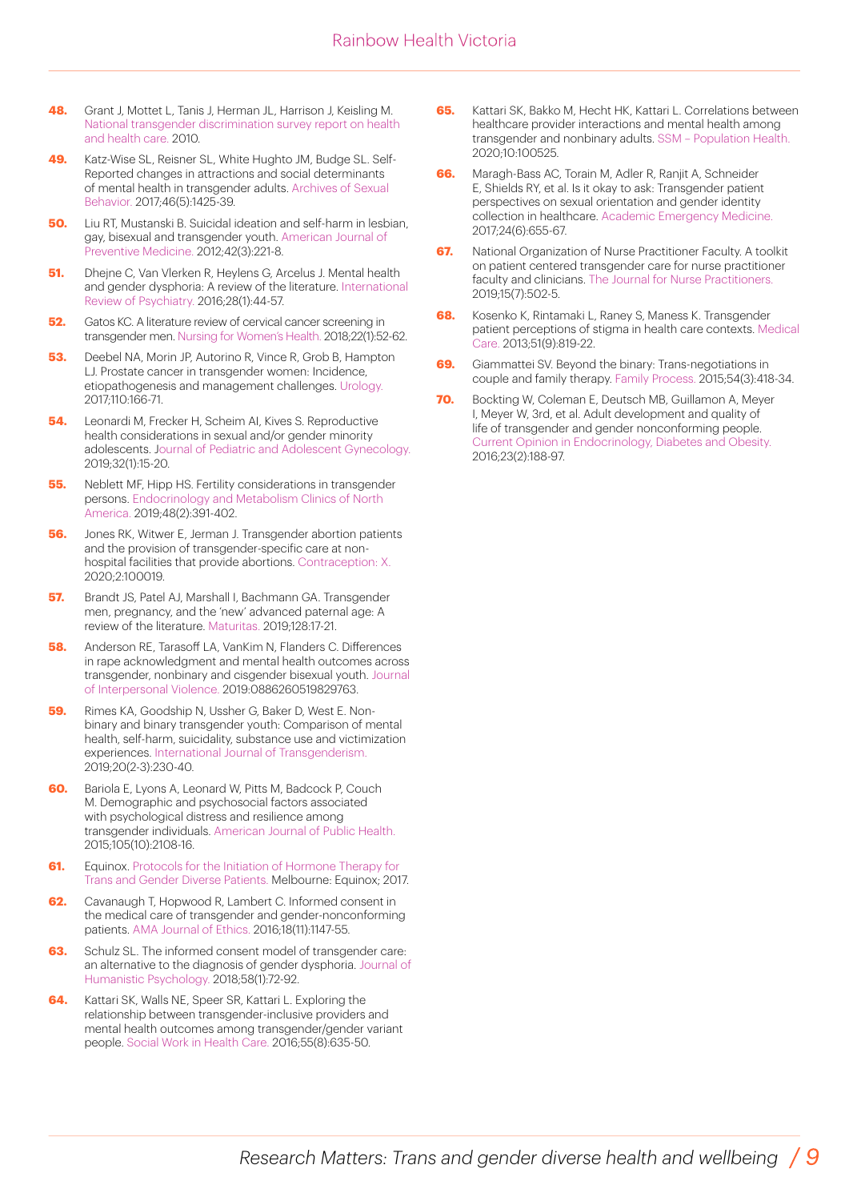48. Grant J, Mottet L, Tanis J, Herman JL, Harrison J, Keisling M. National transgender discrimination survey report on health and health care. 2010.

49. Katz-Wise SL, Reisner SL, White Hughto JM, Budge SL. Self-Reported changes in attractions and social determinants of mental health in transgender adults. Archives of Sexual Behavior. 2017;46(5):1425-39.

50. Liu RT, Mustanski B. Suicidal ideation and self-harm in lesbian, gay, bisexual and transgender youth. American Journal of Preventive Medicine. 2012;42(3):221-8.

51. Dhejne C, Van Vlerken R, Heylens G, Arcelus J. Mental health and gender dysphoria: A review of the literature. International Review of Psychiatry. 2016;28(1):44-57.

52. Gatos KC. A literature review of cervical cancer screening in transgender men. Nursing for Women's Health. 2018;22(1):52-62.

53. Deebel NA, Morin JP, Autorino R, Vince R, Grob B, Hampton LJ. Prostate cancer in transgender women: Incidence, etiopathogenesis and management challenges. Urology. 2017;110:166-71.

54. Leonardi M, Frecker H, Scheim AI, Kives S. Reproductive health considerations in sexual and/or gender minority adolescents. Journal of Pediatric and Adolescent Gynecology. 2019;32(1):15-20.

55. Neblett MF, Hipp HS. Fertility considerations in transgender persons. Endocrinology and Metabolism Clinics of North America. 2019;48(2):391-402.

56. Jones RK, Witwer E, Jerman J. Transgender abortion patients and the provision of transgender-specific care at non-hospital facilities that provide abortions. Contraception: X. 2020;2:100019.

57. Brandt JS, Patel AJ, Marshall I, Bachmann GA. Transgender men, pregnancy, and the 'new' advanced paternal age: A review of the literature. Maturitas. 2019;128:17-21.

58. Anderson RE, Tarasoff LA, VanKim N, Flanders C. Differences in rape acknowledgment and mental health outcomes across transgender, nonbinary and cisgender bisexual youth. Journal of Interpersonal Violence. 2019:0886260519829763.

59. Rimes KA, Goodship N, Ussher G, Baker D, West E. Non-binary and binary transgender youth: Comparison of mental health, self-harm, suicidality, substance use and victimization experiences. International Journal of Transgenderism. 2019;20(2-3):230-40.

60. Bariola E, Lyons A, Leonard W, Pitts M, Badcock P, Couch M. Demographic and psychosocial factors associated with psychological distress and resilience among transgender individuals. American Journal of Public Health. 2015;105(10):2108-16.

61. Equinox. Protocols for the Initiation of Hormone Therapy for Trans and Gender Diverse Patients. Melbourne: Equinox; 2017.

62. Cavanaugh T, Hopwood R, Lambert C. Informed consent in the medical care of transgender and gender-nonconforming patients. AMA Journal of Ethics. 2016;18(11):1147-55.

63. Schulz SL. The informed consent model of transgender care: an alternative to the diagnosis of gender dysphoria. Journal of Humanistic Psychology. 2018;58(1):72-92.

64. Kattari SK, Walls NE, Speer SR, Kattari L. Exploring the relationship between transgender-inclusive providers and mental health outcomes among transgender/gender variant people. Social Work in Health Care. 2016;55(8):635-50.

65. Kattari SK, Bakko M, Hecht HK, Kattari L. Correlations between healthcare provider interactions and mental health among transgender and nonbinary adults. SSM – Population Health. 2020;10:100525.

66. Maragh-Bass AC, Torain M, Adler R, Ranjit A, Schneider E, Shields RY, et al. Is it okay to ask: Transgender patient perspectives on sexual orientation and gender identity collection in healthcare. Academic Emergency Medicine. 2017;24(6):655-67.

67. National Organization of Nurse Practitioner Faculty. A toolkit on patient centered transgender care for nurse practitioner faculty and clinicians. The Journal for Nurse Practitioners. 2019;15(7):502-5.

68. Kosenko K, Rintamaki L, Raney S, Maness K. Transgender patient perceptions of stigma in health care contexts. Medical Care. 2013;51(9):819-22.

69. Giammattei SV. Beyond the binary: Trans-negotiations in couple and family therapy. Family Process. 2015;54(3):418-34.

70. Bockting W, Coleman E, Deutsch MB, Guillamon A, Meyer I, Meyer W, 3rd, et al. Adult development and quality of life of transgender and gender nonconforming people. Current Opinion in Endocrinology, Diabetes and Obesity. 2016;23(2):188-97.